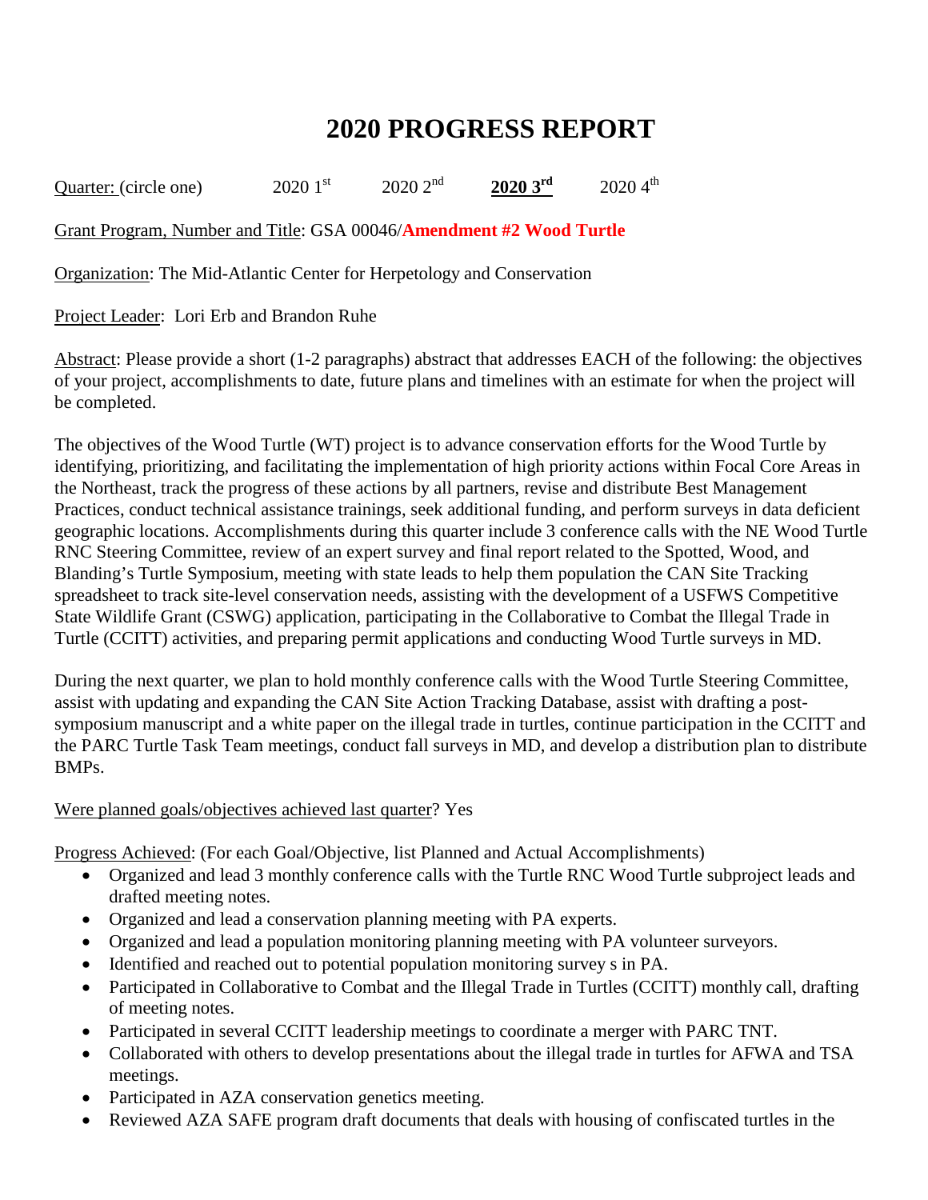# 2020 PROGRESS REPORT

Quarter: (circle one) 2020 1st 2020 2nd **2020 3rd** 2020 4th

Grant Program, Number and Title: GSA 00046/**Amendment #2 Wood Turtle**

Organization: The Mid-Atlantic Center for Herpetology and Conservation

Project Leader: Lori Erb and Brandon Ruhe

Abstract: Please provide a short (1-2 paragraphs) abstract that addresses EACH of the following: the objectives of your project, accomplishments to date, future plans and timelines with an estimate for when the project will be completed.

The objectives of the Wood Turtle (WT) project is to advance conservation efforts for the Wood Turtle by identifying, prioritizing, and facilitating the implementation of high priority actions within Focal Core Areas in the Northeast, track the progress of these actions by all partners, revise and distribute Best Management Practices, conduct technical assistance trainings, seek additional funding, and perform surveys in data deficient geographic locations. Accomplishments during this quarter include 3 conference calls with the NE Wood Turtle RNC Steering Committee, review of an expert survey and final report related to the Spotted, Wood, and Blanding's Turtle Symposium, meeting with state leads to help them population the CAN Site Tracking spreadsheet to track site-level conservation needs, assisting with the development of a USFWS Competitive State Wildlife Grant (CSWG) application, participating in the Collaborative to Combat the Illegal Trade in Turtle (CCITT) activities, and preparing permit applications and conducting Wood Turtle surveys in MD.

During the next quarter, we plan to hold monthly conference calls with the Wood Turtle Steering Committee, assist with updating and expanding the CAN Site Action Tracking Database, assist with drafting a post-symposium manuscript and a white paper on the illegal trade in turtles, continue participation in the CCITT and the PARC Turtle Task Team meetings, conduct fall surveys in MD, and develop a distribution plan to distribute BMPs.

Were planned goals/objectives achieved last quarter? Yes

Progress Achieved: (For each Goal/Objective, list Planned and Actual Accomplishments)

- Organized and lead 3 monthly conference calls with the Turtle RNC Wood Turtle subproject leads and drafted meeting notes.
- Organized and lead a conservation planning meeting with PA experts.
- Organized and lead a population monitoring planning meeting with PA volunteer surveyors.
- Identified and reached out to potential population monitoring survey s in PA.
- Participated in Collaborative to Combat and the Illegal Trade in Turtles (CCITT) monthly call, drafting of meeting notes.
- Participated in several CCITT leadership meetings to coordinate a merger with PARC TNT.
- Collaborated with others to develop presentations about the illegal trade in turtles for AFWA and TSA meetings.
- Participated in AZA conservation genetics meeting.
- Reviewed AZA SAFE program draft documents that deals with housing of confiscated turtles in the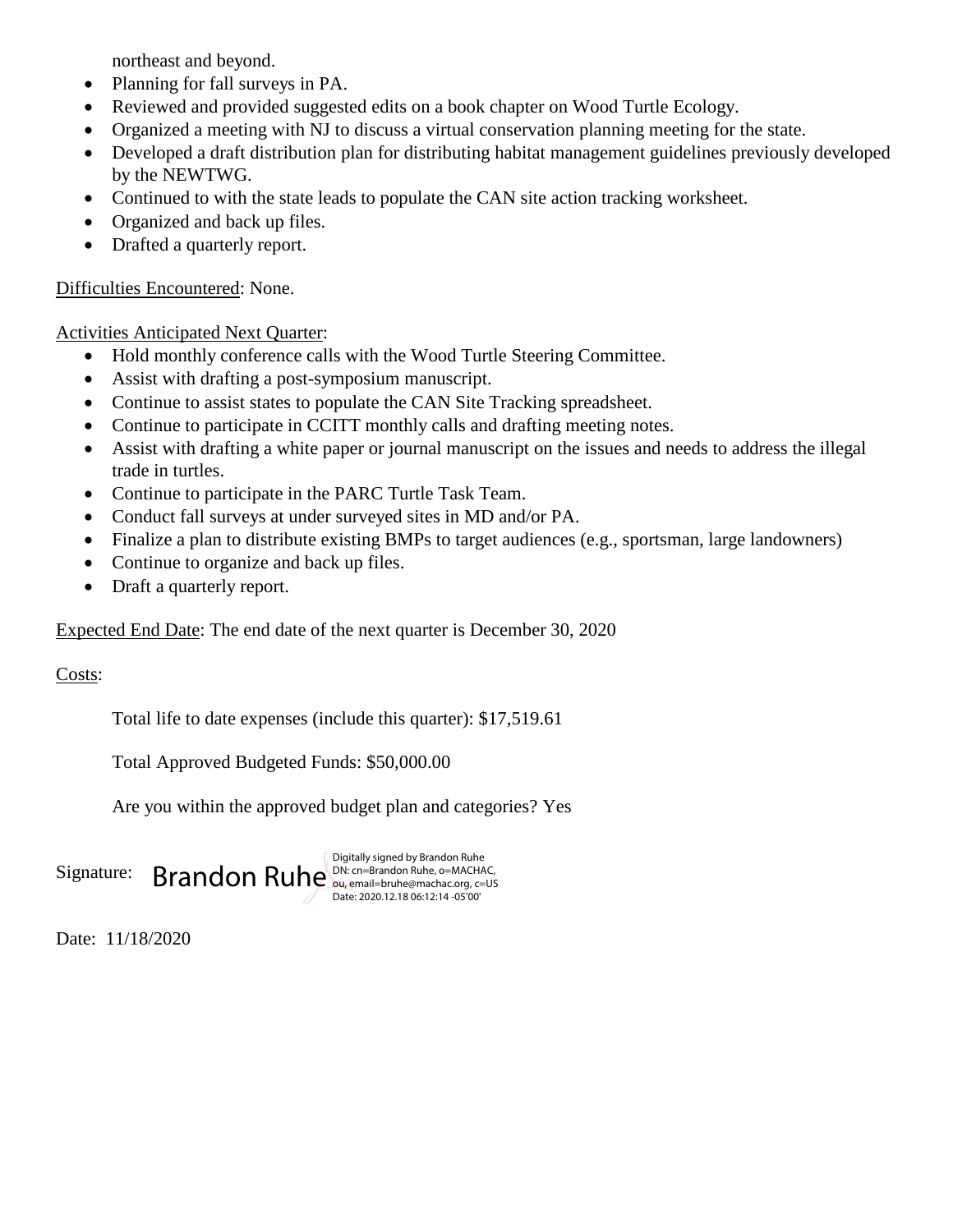northeast and beyond.

- Planning for fall surveys in PA.
- Reviewed and provided suggested edits on a book chapter on Wood Turtle Ecology.
- Organized a meeting with NJ to discuss a virtual conservation planning meeting for the state.
- Developed a draft distribution plan for distributing habitat management guidelines previously developed by the NEWTWG.
- Continued to with the state leads to populate the CAN site action tracking worksheet.
- Organized and back up files.
- Drafted a quarterly report.

Difficulties Encountered: None.

Activities Anticipated Next Quarter:

- Hold monthly conference calls with the Wood Turtle Steering Committee.
- Assist with drafting a post-symposium manuscript.
- Continue to assist states to populate the CAN Site Tracking spreadsheet.
- Continue to participate in CCITT monthly calls and drafting meeting notes.
- Assist with drafting a white paper or journal manuscript on the issues and needs to address the illegal trade in turtles.
- Continue to participate in the PARC Turtle Task Team.
- Conduct fall surveys at under surveyed sites in MD and/or PA.
- Finalize a plan to distribute existing BMPs to target audiences (e.g., sportsman, large landowners)
- Continue to organize and back up files.
- Draft a quarterly report.

Expected End Date: The end date of the next quarter is December 30, 2020

Costs:

Total life to date expenses (include this quarter): $17,519.61

Total Approved Budgeted Funds: $50,000.00

Are you within the approved budget plan and categories? Yes

Signature: Brandon Ruhe

Digitally signed by Brandon Ruhe
DN: cn=Brandon Ruhe, o=MACHAC, ou, email=bruhe@machac.org, c=US
Date: 2020.12.18 06:12:14 -05'00'

Date: 11/18/2020